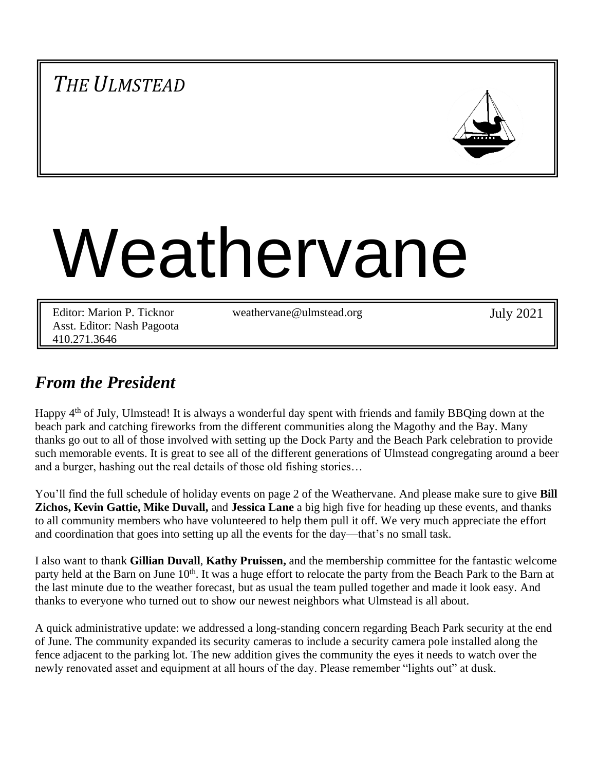*THE ULMSTEAD*

# Weathervane

Editor: Marion P. Ticknor
Asst. Editor: Nash Pagoota
410.271.3646

weathervane@ulmstead.org

July 2021

## *From the President*

Happy 4th of July, Ulmstead! It is always a wonderful day spent with friends and family BBQing down at the beach park and catching fireworks from the different communities along the Magothy and the Bay. Many thanks go out to all of those involved with setting up the Dock Party and the Beach Park celebration to provide such memorable events. It is great to see all of the different generations of Ulmstead congregating around a beer and a burger, hashing out the real details of those old fishing stories…

You'll find the full schedule of holiday events on page 2 of the Weathervane. And please make sure to give **Bill Zichos, Kevin Gattie, Mike Duvall,** and **Jessica Lane** a big high five for heading up these events, and thanks to all community members who have volunteered to help them pull it off. We very much appreciate the effort and coordination that goes into setting up all the events for the day—that's no small task.

I also want to thank **Gillian Duvall**, **Kathy Pruissen,** and the membership committee for the fantastic welcome party held at the Barn on June 10th. It was a huge effort to relocate the party from the Beach Park to the Barn at the last minute due to the weather forecast, but as usual the team pulled together and made it look easy. And thanks to everyone who turned out to show our newest neighbors what Ulmstead is all about.

A quick administrative update: we addressed a long-standing concern regarding Beach Park security at the end of June. The community expanded its security cameras to include a security camera pole installed along the fence adjacent to the parking lot. The new addition gives the community the eyes it needs to watch over the newly renovated asset and equipment at all hours of the day. Please remember "lights out" at dusk.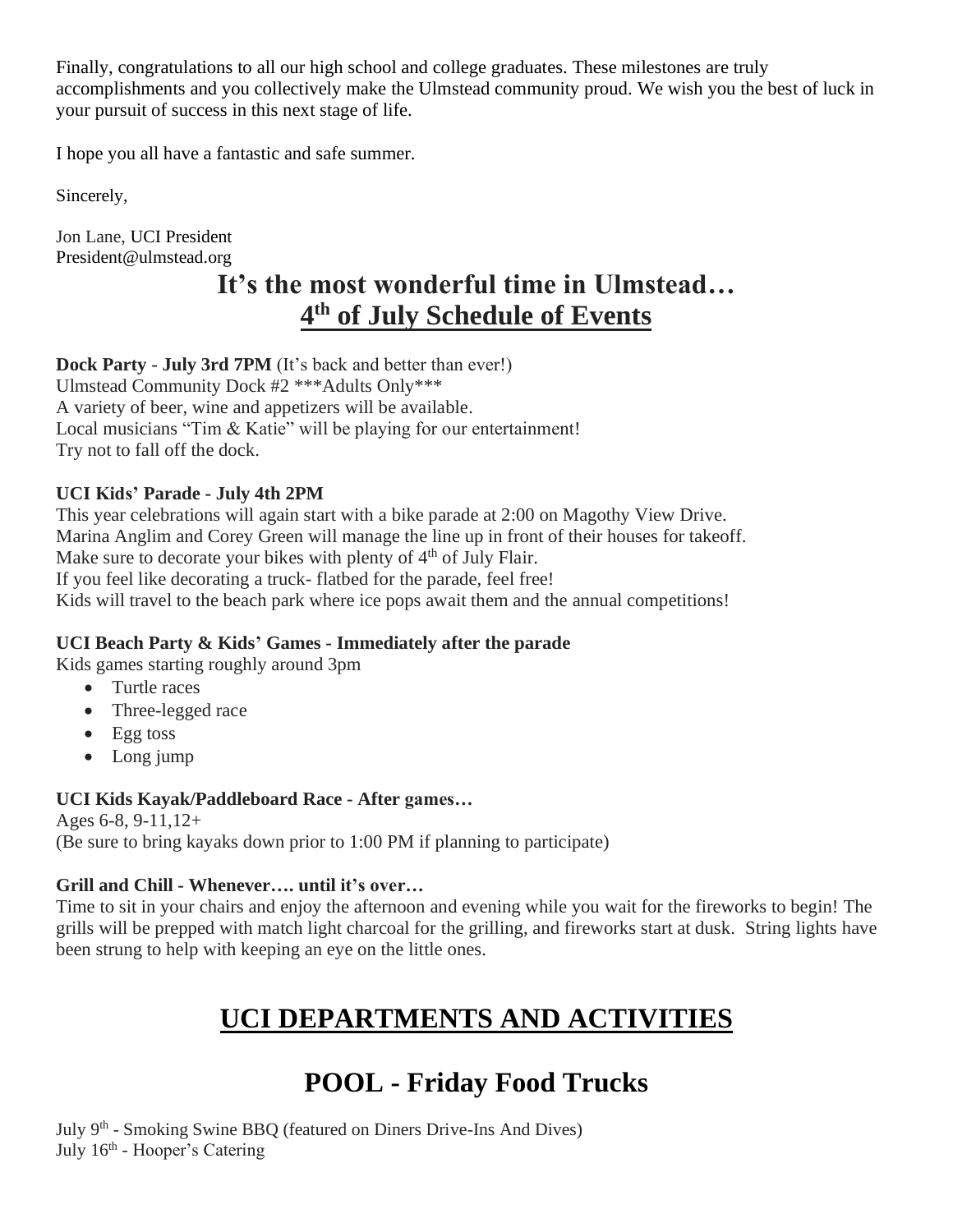Finally, congratulations to all our high school and college graduates. These milestones are truly accomplishments and you collectively make the Ulmstead community proud. We wish you the best of luck in your pursuit of success in this next stage of life.

I hope you all have a fantastic and safe summer.

Sincerely,

Jon Lane, UCI President
President@ulmstead.org

# It's the most wonderful time in Ulmstead…
# 4th of July Schedule of Events

**Dock Party** - **July 3rd 7PM** (It's back and better than ever!)
Ulmstead Community Dock #2 ***Adults Only***
A variety of beer, wine and appetizers will be available.
Local musicians "Tim & Katie" will be playing for our entertainment!
Try not to fall off the dock.

**UCI Kids' Parade - July 4th 2PM**
This year celebrations will again start with a bike parade at 2:00 on Magothy View Drive.
Marina Anglim and Corey Green will manage the line up in front of their houses for takeoff.
Make sure to decorate your bikes with plenty of 4th of July Flair.
If you feel like decorating a truck- flatbed for the parade, feel free!
Kids will travel to the beach park where ice pops await them and the annual competitions!

**UCI Beach Party & Kids' Games - Immediately after the parade**
Kids games starting roughly around 3pm

- Turtle races
- Three-legged race
- Egg toss
- Long jump

**UCI Kids Kayak/Paddleboard Race - After games…**
Ages 6-8, 9-11,12+
(Be sure to bring kayaks down prior to 1:00 PM if planning to participate)

**Grill and Chill - Whenever…. until it's over…**
Time to sit in your chairs and enjoy the afternoon and evening while you wait for the fireworks to begin! The grills will be prepped with match light charcoal for the grilling, and fireworks start at dusk. String lights have been strung to help with keeping an eye on the little ones.

# UCI DEPARTMENTS AND ACTIVITIES

# POOL - Friday Food Trucks

July 9th - Smoking Swine BBQ (featured on Diners Drive-Ins And Dives)
July 16th - Hooper's Catering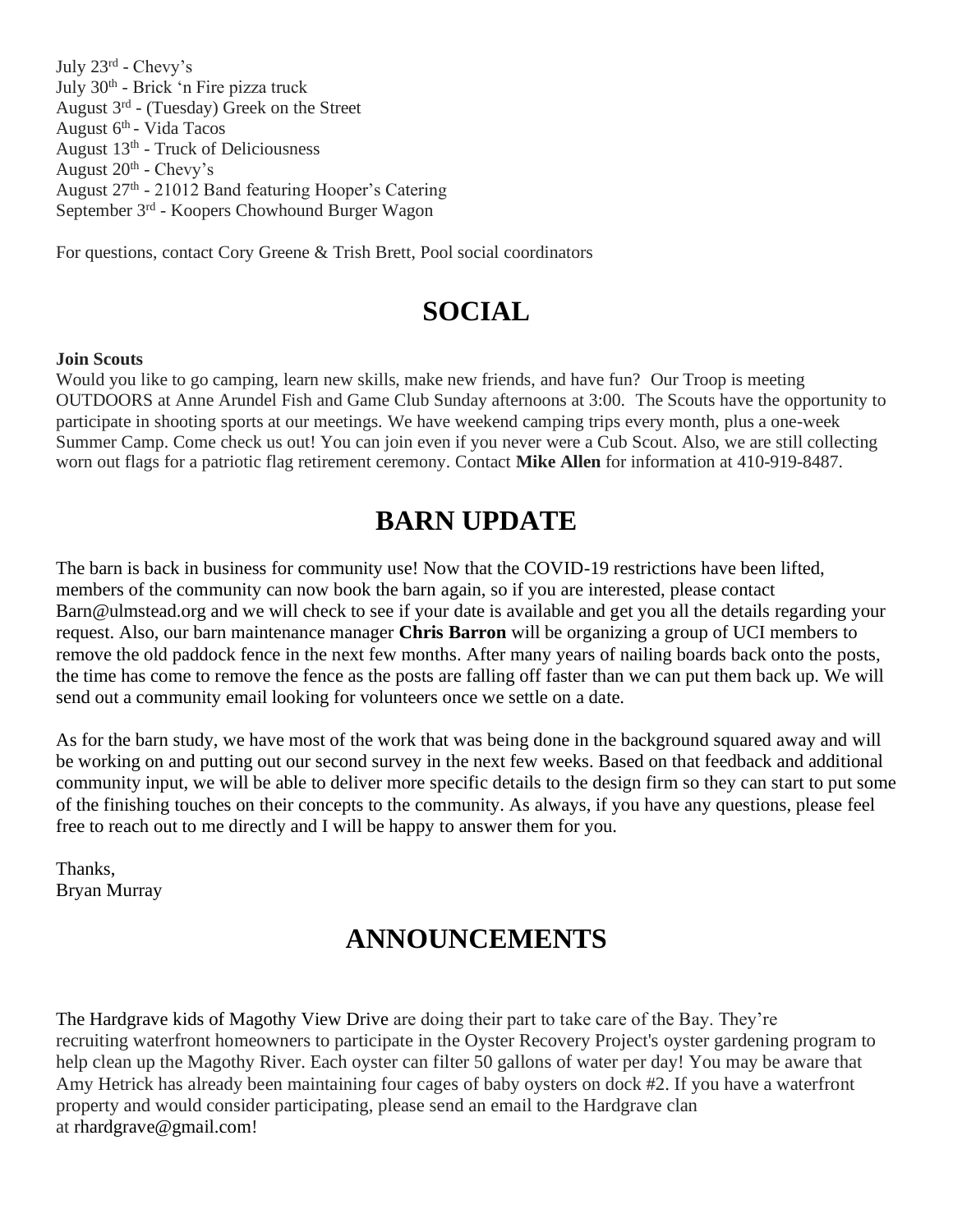July 23rd - Chevy's
July 30th - Brick 'n Fire pizza truck
August 3rd - (Tuesday) Greek on the Street
August 6th - Vida Tacos
August 13th - Truck of Deliciousness
August 20th - Chevy's
August 27th - 21012 Band featuring Hooper's Catering
September 3rd - Koopers Chowhound Burger Wagon

For questions, contact Cory Greene & Trish Brett, Pool social coordinators

# SOCIAL

**Join Scouts**

Would you like to go camping, learn new skills, make new friends, and have fun? Our Troop is meeting OUTDOORS at Anne Arundel Fish and Game Club Sunday afternoons at 3:00. The Scouts have the opportunity to participate in shooting sports at our meetings. We have weekend camping trips every month, plus a one-week Summer Camp. Come check us out! You can join even if you never were a Cub Scout. Also, we are still collecting worn out flags for a patriotic flag retirement ceremony. Contact **Mike Allen** for information at 410-919-8487.

# BARN UPDATE

The barn is back in business for community use! Now that the COVID-19 restrictions have been lifted, members of the community can now book the barn again, so if you are interested, please contact Barn@ulmstead.org and we will check to see if your date is available and get you all the details regarding your request. Also, our barn maintenance manager **Chris Barron** will be organizing a group of UCI members to remove the old paddock fence in the next few months. After many years of nailing boards back onto the posts, the time has come to remove the fence as the posts are falling off faster than we can put them back up. We will send out a community email looking for volunteers once we settle on a date.

As for the barn study, we have most of the work that was being done in the background squared away and will be working on and putting out our second survey in the next few weeks. Based on that feedback and additional community input, we will be able to deliver more specific details to the design firm so they can start to put some of the finishing touches on their concepts to the community. As always, if you have any questions, please feel free to reach out to me directly and I will be happy to answer them for you.

Thanks,
Bryan Murray

# ANNOUNCEMENTS

The Hardgrave kids of Magothy View Drive are doing their part to take care of the Bay. They're recruiting waterfront homeowners to participate in the Oyster Recovery Project's oyster gardening program to help clean up the Magothy River. Each oyster can filter 50 gallons of water per day! You may be aware that Amy Hetrick has already been maintaining four cages of baby oysters on dock #2. If you have a waterfront property and would consider participating, please send an email to the Hardgrave clan at rhardgrave@gmail.com!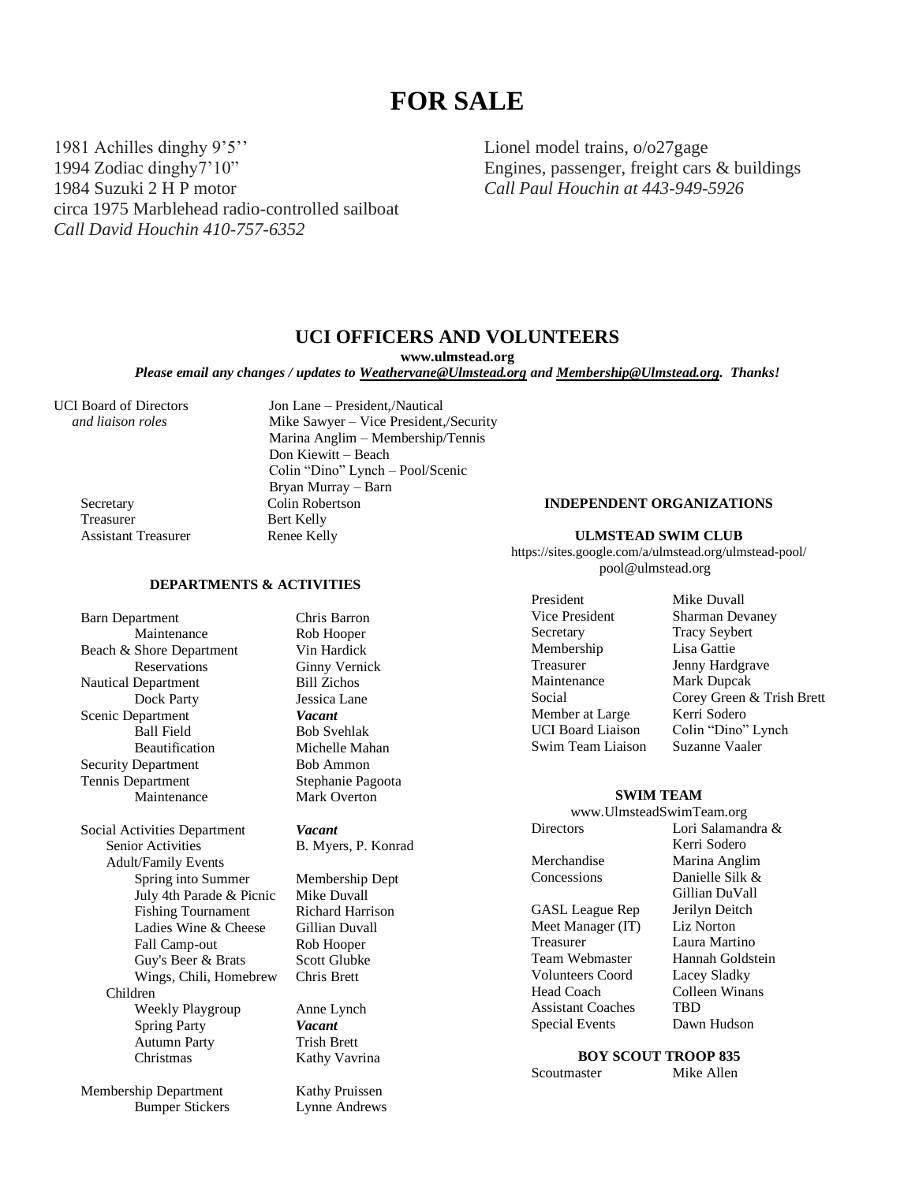# FOR SALE

1981 Achilles dinghy 9'5''
1994 Zodiac dinghy7'10"
1984 Suzuki 2 H P motor
circa 1975 Marblehead radio-controlled sailboat
*Call David Houchin 410-757-6352*

Lionel model trains, o/o27gage
Engines, passenger, freight cars & buildings
*Call Paul Houchin at 443-949-5926*

## UCI OFFICERS AND VOLUNTEERS

**www.ulmstead.org**

***Please email any changes / updates to Weathervane@Ulmstead.org and Membership@Ulmstead.org. Thanks!***

| | |
|---|---|
| UCI Board of Directors *and liaison roles* | Jon Lane – President,/Nautical |
| | Mike Sawyer – Vice President,/Security |
| | Marina Anglim – Membership/Tennis |
| | Don Kiewitt – Beach |
| | Colin "Dino" Lynch – Pool/Scenic |
| | Bryan Murray – Barn |
| Secretary | Colin Robertson |
| Treasurer | Bert Kelly |
| Assistant Treasurer | Renee Kelly |

### DEPARTMENTS & ACTIVITIES

| | |
|---|---|
| Barn Department | Chris Barron |
| Maintenance | Rob Hooper |
| Beach & Shore Department | Vin Hardick |
| Reservations | Ginny Vernick |
| Nautical Department | Bill Zichos |
| Dock Party | Jessica Lane |
| Scenic Department | ***Vacant*** |
| Ball Field | Bob Svehlak |
| Beautification | Michelle Mahan |
| Security Department | Bob Ammon |
| Tennis Department | Stephanie Pagoota |
| Maintenance | Mark Overton |
| Social Activities Department | ***Vacant*** |
| Senior Activities | B. Myers, P. Konrad |
| Adult/Family Events | |
| Spring into Summer | Membership Dept |
| July 4th Parade & Picnic | Mike Duvall |
| Fishing Tournament | Richard Harrison |
| Ladies Wine & Cheese | Gillian Duvall |
| Fall Camp-out | Rob Hooper |
| Guy's Beer & Brats | Scott Glubke |
| Wings, Chili, Homebrew | Chris Brett |
| Children | |
| Weekly Playgroup | Anne Lynch |
| Spring Party | ***Vacant*** |
| Autumn Party | Trish Brett |
| Christmas | Kathy Vavrina |
| Membership Department | Kathy Pruissen |
| Bumper Stickers | Lynne Andrews |

### INDEPENDENT ORGANIZATIONS

#### ULMSTEAD SWIM CLUB

https://sites.google.com/a/ulmstead.org/ulmstead-pool/
pool@ulmstead.org

| | |
|---|---|
| President | Mike Duvall |
| Vice President | Sharman Devaney |
| Secretary | Tracy Seybert |
| Membership | Lisa Gattie |
| Treasurer | Jenny Hardgrave |
| Maintenance | Mark Dupcak |
| Social | Corey Green & Trish Brett |
| Member at Large | Kerri Sodero |
| UCI Board Liaison | Colin "Dino" Lynch |
| Swim Team Liaison | Suzanne Vaaler |

#### SWIM TEAM

www.UlmsteadSwimTeam.org

| | |
|---|---|
| Directors | Lori Salamandra & Kerri Sodero |
| Merchandise | Marina Anglim |
| Concessions | Danielle Silk & Gillian DuVall |
| GASL League Rep | Jerilyn Deitch |
| Meet Manager (IT) | Liz Norton |
| Treasurer | Laura Martino |
| Team Webmaster | Hannah Goldstein |
| Volunteers Coord | Lacey Sladky |
| Head Coach | Colleen Winans |
| Assistant Coaches | TBD |
| Special Events | Dawn Hudson |

#### BOY SCOUT TROOP 835

| | |
|---|---|
| Scoutmaster | Mike Allen |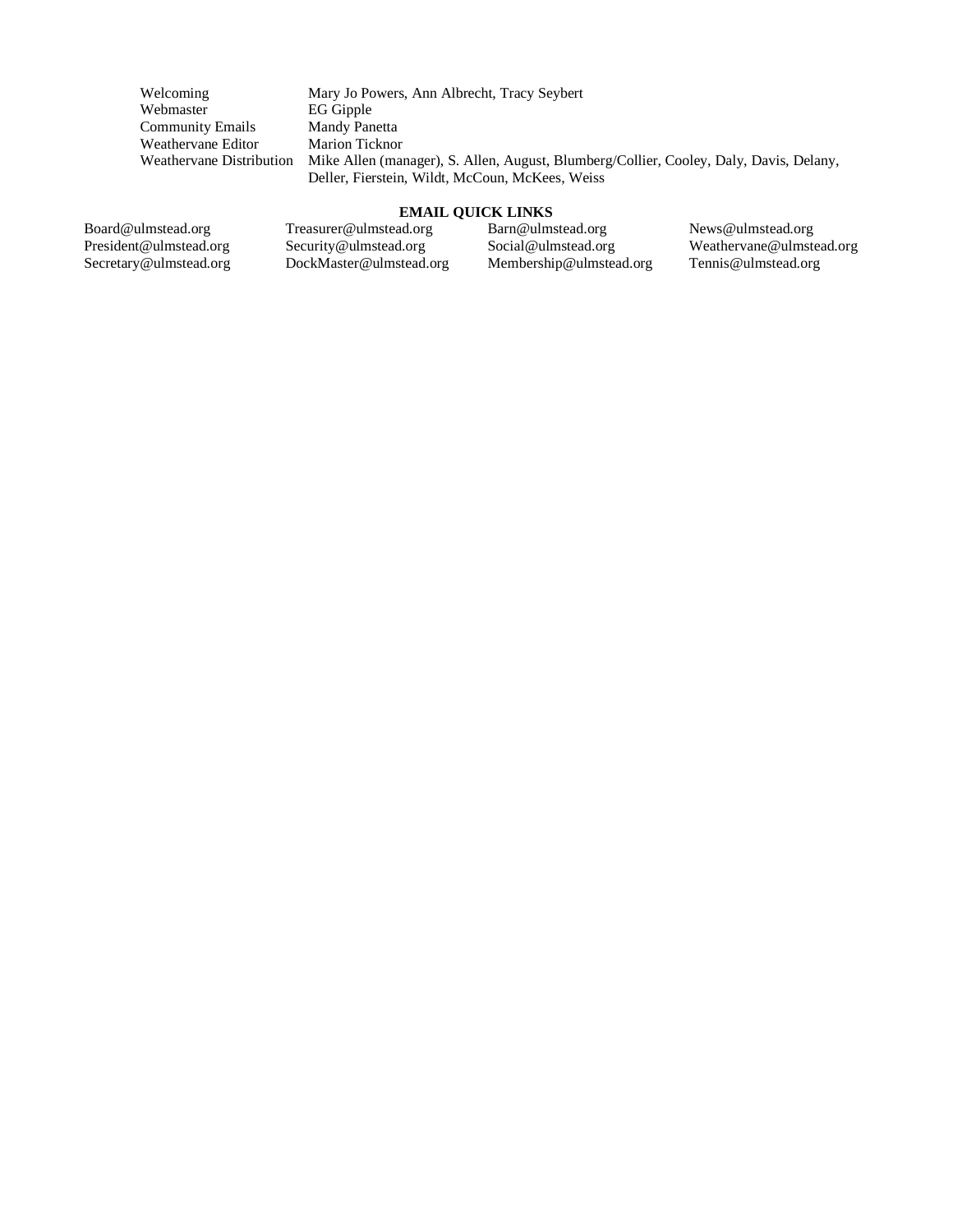| | |
|---|---|
| Welcoming | Mary Jo Powers, Ann Albrecht, Tracy Seybert |
| Webmaster | EG Gipple |
| Community Emails | Mandy Panetta |
| Weathervane Editor | Marion Ticknor |
| Weathervane Distribution | Mike Allen (manager), S. Allen, August, Blumberg/Collier, Cooley, Daly, Davis, Delany, Deller, Fierstein, Wildt, McCoun, McKees, Weiss |

**EMAIL QUICK LINKS**

| | | | |
|---|---|---|---|
| Board@ulmstead.org | Treasurer@ulmstead.org | Barn@ulmstead.org | News@ulmstead.org |
| President@ulmstead.org | Security@ulmstead.org | Social@ulmstead.org | Weathervane@ulmstead.org |
| Secretary@ulmstead.org | DockMaster@ulmstead.org | Membership@ulmstead.org | Tennis@ulmstead.org |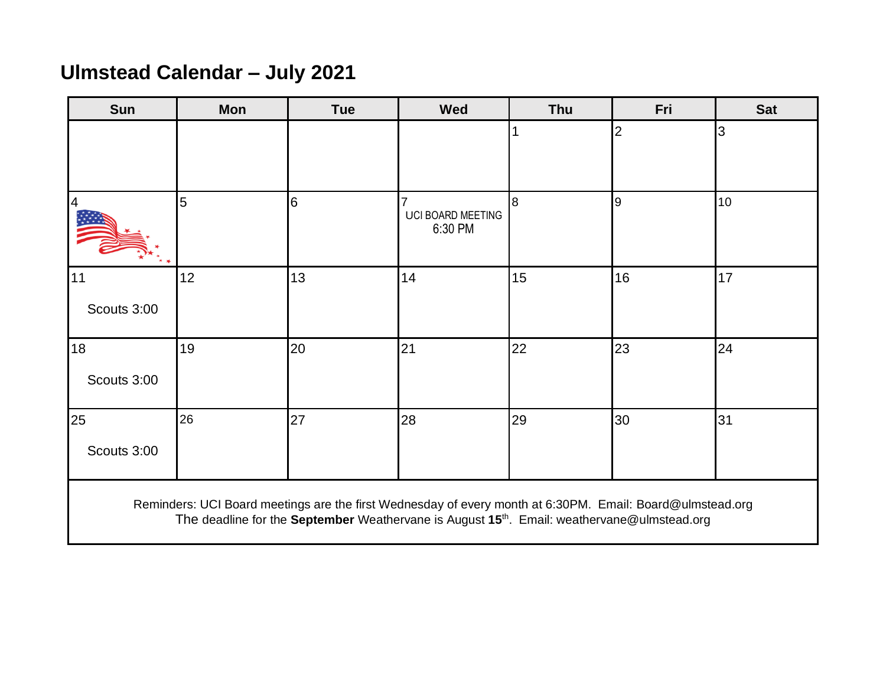# Ulmstead Calendar – July 2021

| Sun | Mon | Tue | Wed | Thu | Fri | Sat |
| --- | --- | --- | --- | --- | --- | --- |
| | | | | 1 | 2 | 3 |
| 4 | 5 | 6 | 7 UCI BOARD MEETING 6:30 PM | 8 | 9 | 10 |
| 11 Scouts 3:00 | 12 | 13 | 14 | 15 | 16 | 17 |
| 18 Scouts 3:00 | 19 | 20 | 21 | 22 | 23 | 24 |
| 25 Scouts 3:00 | 26 | 27 | 28 | 29 | 30 | 31 |

Reminders: UCI Board meetings are the first Wednesday of every month at 6:30PM. Email: Board@ulmstead.org
The deadline for the **September** Weathervane is August **15**th. Email: weathervane@ulmstead.org